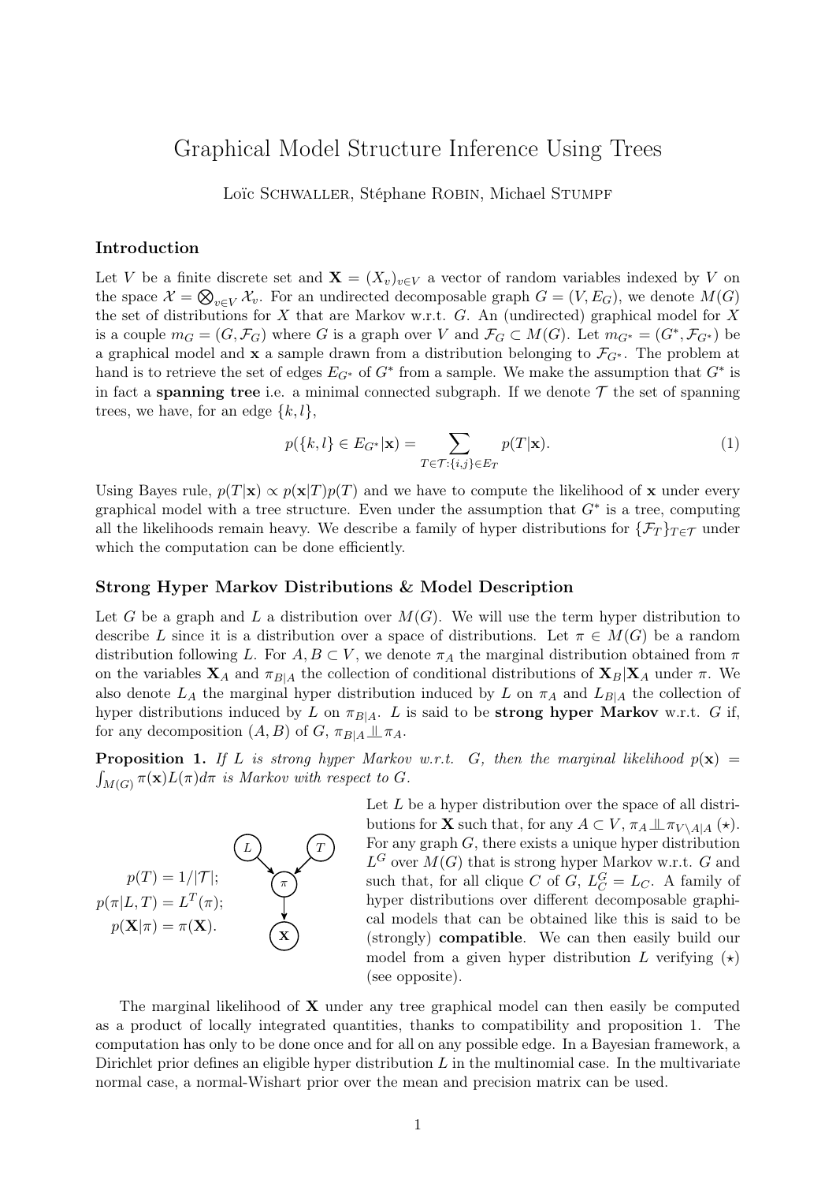# Graphical Model Structure Inference Using Trees

Loïc Schwaller, Stéphane Robin, Michael Stumpf

### Introduction

Let $V$ be a finite discrete set and $\mathbf{X} = (X_v)_{v \in V}$ a vector of random variables indexed by $V$ on the space $\mathcal{X} = \bigotimes_{v \in V} \mathcal{X}_v$. For an undirected decomposable graph $G = (V, E_G)$, we denote $M(G)$ the set of distributions for $X$ that are Markov w.r.t. $G$. An (undirected) graphical model for $X$ is a couple $m_G = (G, \mathcal{F}_G)$ where $G$ is a graph over $V$ and $\mathcal{F}_G \subset M(G)$. Let $m_{G^*} = (G^*, \mathcal{F}_{G^*})$ be a graphical model and $\mathbf{x}$ a sample drawn from a distribution belonging to $\mathcal{F}_{G^*}$. The problem at hand is to retrieve the set of edges $E_{G^*}$ of $G^*$ from a sample. We make the assumption that $G^*$ is in fact a **spanning tree** i.e. a minimal connected subgraph. If we denote $\mathcal{T}$ the set of spanning trees, we have, for an edge $\{k, l\}$,

$$p(\{k,l\} \in E_{G^*} | \mathbf{x}) = \sum_{T \in \mathcal{T} : \{i,j\} \in E_T} p(T|\mathbf{x}). \tag{1}$$

Using Bayes rule, $p(T|\mathbf{x}) \propto p(\mathbf{x}|T)p(T)$ and we have to compute the likelihood of $\mathbf{x}$ under every graphical model with a tree structure. Even under the assumption that $G^*$ is a tree, computing all the likelihoods remain heavy. We describe a family of hyper distributions for $\{\mathcal{F}_T\}_{T \in \mathcal{T}}$ under which the computation can be done efficiently.

### Strong Hyper Markov Distributions & Model Description

Let $G$ be a graph and $L$ a distribution over $M(G)$. We will use the term hyper distribution to describe $L$ since it is a distribution over a space of distributions. Let $\pi \in M(G)$ be a random distribution following $L$. For $A, B \subset V$, we denote $\pi_A$ the marginal distribution obtained from $\pi$ on the variables $\mathbf{X}_A$ and $\pi_{B|A}$ the collection of conditional distributions of $\mathbf{X}_B | \mathbf{X}_A$ under $\pi$. We also denote $L_A$ the marginal hyper distribution induced by $L$ on $\pi_A$ and $L_{B|A}$ the collection of hyper distributions induced by $L$ on $\pi_{B|A}$. $L$ is said to be **strong hyper Markov** w.r.t. $G$ if, for any decomposition $(A, B)$ of $G$, $\pi_{B|A} \perp\!\!\!\perp \pi_A$.

**Proposition 1.** *If $L$ is strong hyper Markov w.r.t. $G$, then the marginal likelihood $p(\mathbf{x}) = \int_{M(G)} \pi(\mathbf{x}) L(\pi) d\pi$ is Markov with respect to $G$.*

$$p(T) = 1/|\mathcal{T}|;$$
$$p(\pi|L,T) = L^T(\pi);$$
$$p(\mathbf{X}|\pi) = \pi(\mathbf{X}).$$

Let $L$ be a hyper distribution over the space of all distributions for $\mathbf{X}$ such that, for any $A \subset V$, $\pi_A \perp\!\!\!\perp \pi_{V \setminus A | A}$ ($\star$). For any graph $G$, there exists a unique hyper distribution $L^G$ over $M(G)$ that is strong hyper Markov w.r.t. $G$ and such that, for all clique $C$ of $G$, $L^G_C = L_C$. A family of hyper distributions over different decomposable graphical models that can be obtained like this is said to be (strongly) **compatible**. We can then easily build our model from a given hyper distribution $L$ verifying ($\star$) (see opposite).

The marginal likelihood of $\mathbf{X}$ under any tree graphical model can then easily be computed as a product of locally integrated quantities, thanks to compatibility and proposition 1. The computation has only to be done once and for all on any possible edge. In a Bayesian framework, a Dirichlet prior defines an eligible hyper distribution $L$ in the multinomial case. In the multivariate normal case, a normal-Wishart prior over the mean and precision matrix can be used.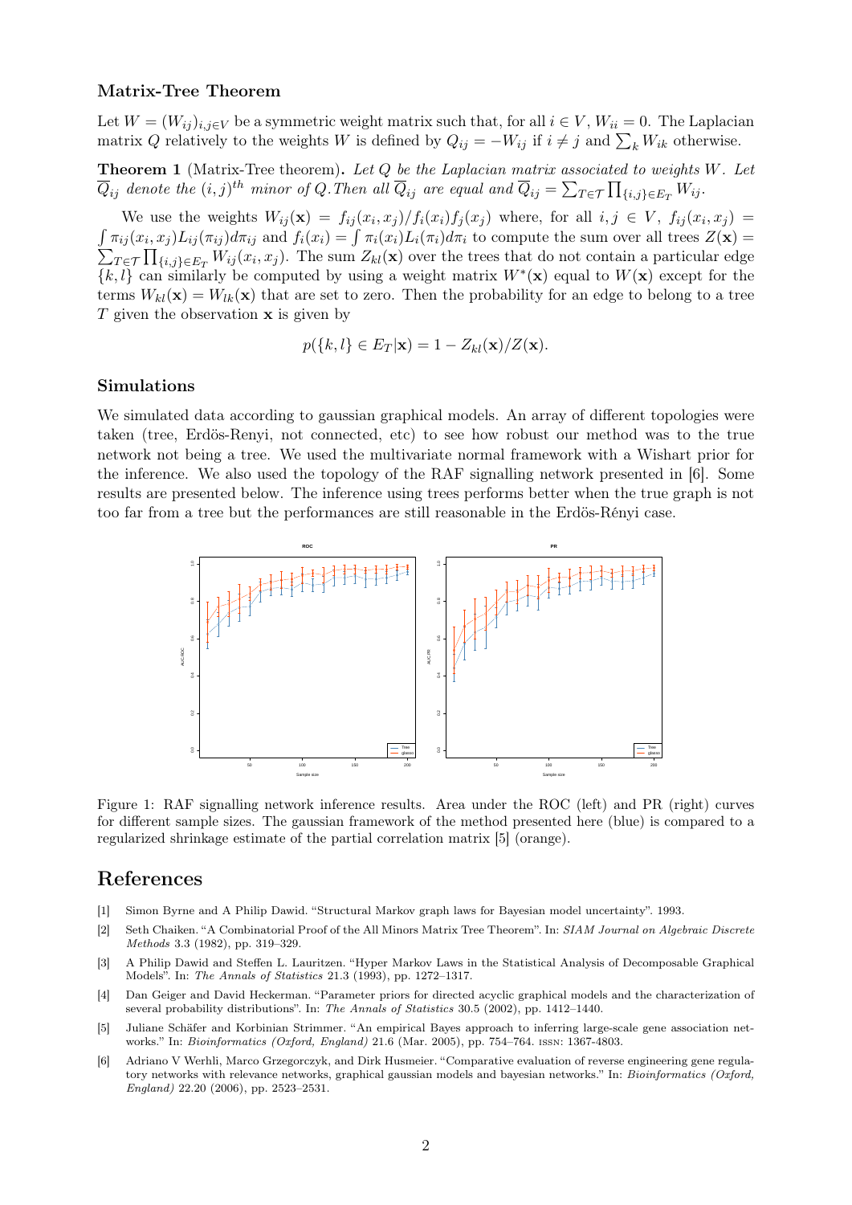### Matrix-Tree Theorem

Let $W = (W_{ij})_{i,j \in V}$ be a symmetric weight matrix such that, for all $i \in V$, $W_{ii} = 0$. The Laplacian matrix $Q$ relatively to the weights $W$ is defined by $Q_{ij} = -W_{ij}$ if $i \neq j$ and $\sum_k W_{ik}$ otherwise.

**Theorem 1** (Matrix-Tree theorem)**.** *Let $Q$ be the Laplacian matrix associated to weights $W$. Let $\overline{Q}_{ij}$ denote the $(i,j)^{th}$ minor of $Q$. Then all $\overline{Q}_{ij}$ are equal and $\overline{Q}_{ij} = \sum_{T \in \mathcal{T}} \prod_{\{i,j\} \in E_T} W_{ij}$.*

We use the weights $W_{ij}(\mathbf{x}) = f_{ij}(x_i, x_j)/f_i(x_i)f_j(x_j)$ where, for all $i, j \in V$, $f_{ij}(x_i, x_j) = \int \pi_{ij}(x_i, x_j) L_{ij}(\pi_{ij}) d\pi_{ij}$ and $f_i(x_i) = \int \pi_i(x_i) L_i(\pi_i) d\pi_i$ to compute the sum over all trees $Z(\mathbf{x}) = \sum_{T \in \mathcal{T}} \prod_{\{i,j\} \in E_T} W_{ij}(x_i, x_j)$. The sum $Z_{kl}(\mathbf{x})$ over the trees that do not contain a particular edge $\{k, l\}$ can similarly be computed by using a weight matrix $W^*(\mathbf{x})$ equal to $W(\mathbf{x})$ except for the terms $W_{kl}(\mathbf{x}) = W_{lk}(\mathbf{x})$ that are set to zero. Then the probability for an edge to belong to a tree $T$ given the observation $\mathbf{x}$ is given by

$$p(\{k, l\} \in E_T | \mathbf{x}) = 1 - Z_{kl}(\mathbf{x})/Z(\mathbf{x}).$$

### Simulations

We simulated data according to gaussian graphical models. An array of different topologies were taken (tree, Erdös-Renyi, not connected, etc) to see how robust our method was to the true network not being a tree. We used the multivariate normal framework with a Wishart prior for the inference. We also used the topology of the RAF signalling network presented in [6]. Some results are presented below. The inference using trees performs better when the true graph is not too far from a tree but the performances are still reasonable in the Erdös-Rényi case.

ROC

AUC-ROC

0.0
0.2
0.4
0.6
0.8
1.0

50
100
150
200

Sample size

Tree
glasso

PR

AUC-PR

0.0
0.2
0.4
0.6
0.8
1.0

50
100
150
200

Sample size

Tree
glasso

Figure 1: RAF signalling network inference results. Area under the ROC (left) and PR (right) curves for different sample sizes. The gaussian framework of the method presented here (blue) is compared to a regularized shrinkage estimate of the partial correlation matrix [5] (orange).

## References

[1] Simon Byrne and A Philip Dawid. "Structural Markov graph laws for Bayesian model uncertainty". 1993.

[2] Seth Chaiken. "A Combinatorial Proof of the All Minors Matrix Tree Theorem". In: *SIAM Journal on Algebraic Discrete Methods* 3.3 (1982), pp. 319–329.

[3] A Philip Dawid and Steffen L. Lauritzen. "Hyper Markov Laws in the Statistical Analysis of Decomposable Graphical Models". In: *The Annals of Statistics* 21.3 (1993), pp. 1272–1317.

[4] Dan Geiger and David Heckerman. "Parameter priors for directed acyclic graphical models and the characterization of several probability distributions". In: *The Annals of Statistics* 30.5 (2002), pp. 1412–1440.

[5] Juliane Schäfer and Korbinian Strimmer. "An empirical Bayes approach to inferring large-scale gene association networks." In: *Bioinformatics (Oxford, England)* 21.6 (Mar. 2005), pp. 754–764. ISSN: 1367-4803.

[6] Adriano V Werhli, Marco Grzegorczyk, and Dirk Husmeier. "Comparative evaluation of reverse engineering gene regulatory networks with relevance networks, graphical gaussian models and bayesian networks." In: *Bioinformatics (Oxford, England)* 22.20 (2006), pp. 2523–2531.